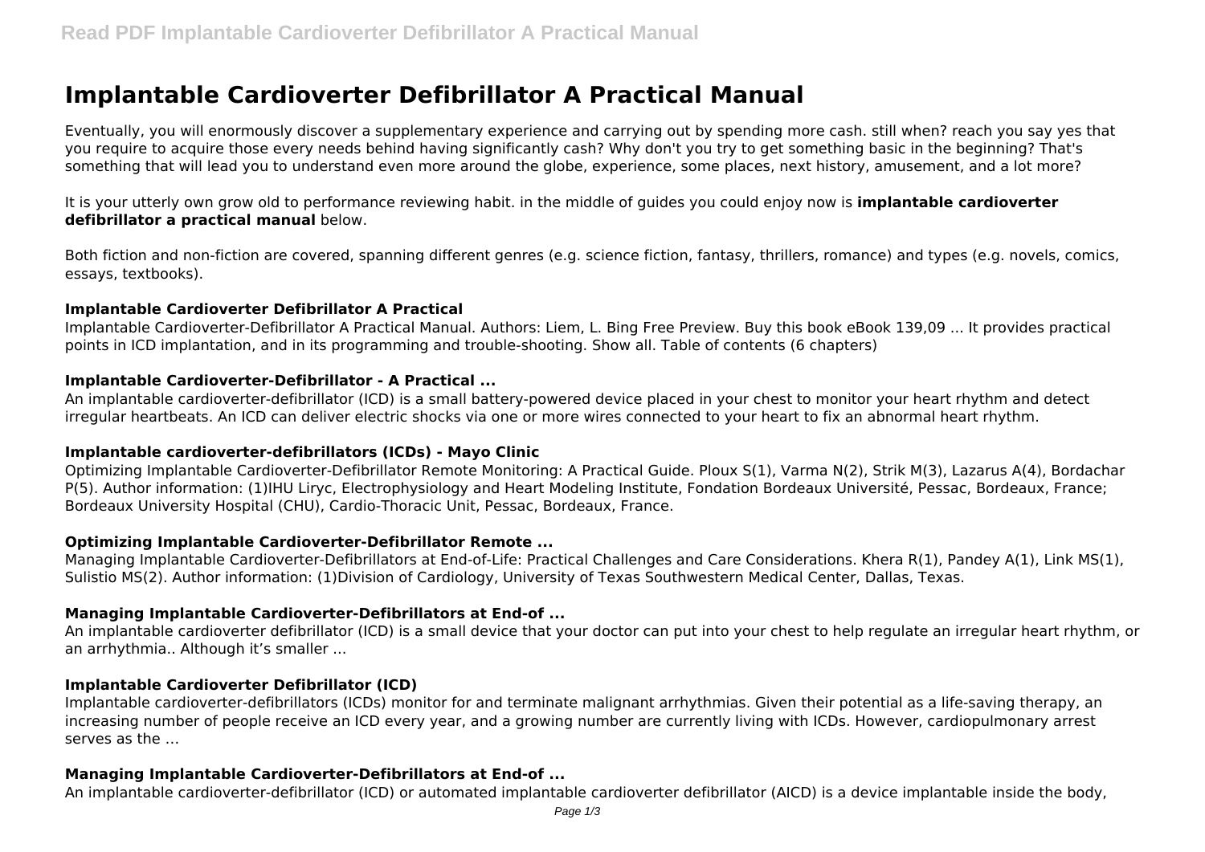# Implantable Cardioverter Defibrillator A Practical Manual

Eventually, you will enormously discover a supplementary experience and carrying out by spending more cash. still when? reach you say yes that you require to acquire those every needs behind having significantly cash? Why don't you try to get something basic in the beginning? That's something that will lead you to understand even more around the globe, experience, some places, next history, amusement, and a lot more?

It is your utterly own grow old to performance reviewing habit. in the middle of guides you could enjoy now is **implantable cardioverter defibrillator a practical manual** below.

Both fiction and non-fiction are covered, spanning different genres (e.g. science fiction, fantasy, thrillers, romance) and types (e.g. novels, comics, essays, textbooks).

### Implantable Cardioverter Defibrillator A Practical

Implantable Cardioverter-Defibrillator A Practical Manual. Authors: Liem, L. Bing Free Preview. Buy this book eBook 139,09 ... It provides practical points in ICD implantation, and in its programming and trouble-shooting. Show all. Table of contents (6 chapters)

### Implantable Cardioverter-Defibrillator - A Practical ...

An implantable cardioverter-defibrillator (ICD) is a small battery-powered device placed in your chest to monitor your heart rhythm and detect irregular heartbeats. An ICD can deliver electric shocks via one or more wires connected to your heart to fix an abnormal heart rhythm.

### Implantable cardioverter-defibrillators (ICDs) - Mayo Clinic

Optimizing Implantable Cardioverter-Defibrillator Remote Monitoring: A Practical Guide. Ploux S(1), Varma N(2), Strik M(3), Lazarus A(4), Bordachar P(5). Author information: (1)IHU Liryc, Electrophysiology and Heart Modeling Institute, Fondation Bordeaux Université, Pessac, Bordeaux, France; Bordeaux University Hospital (CHU), Cardio-Thoracic Unit, Pessac, Bordeaux, France.

### Optimizing Implantable Cardioverter-Defibrillator Remote ...

Managing Implantable Cardioverter-Defibrillators at End-of-Life: Practical Challenges and Care Considerations. Khera R(1), Pandey A(1), Link MS(1), Sulistio MS(2). Author information: (1)Division of Cardiology, University of Texas Southwestern Medical Center, Dallas, Texas.

### Managing Implantable Cardioverter-Defibrillators at End-of ...

An implantable cardioverter defibrillator (ICD) is a small device that your doctor can put into your chest to help regulate an irregular heart rhythm, or an arrhythmia.. Although it's smaller ...

### Implantable Cardioverter Defibrillator (ICD)

Implantable cardioverter-defibrillators (ICDs) monitor for and terminate malignant arrhythmias. Given their potential as a life-saving therapy, an increasing number of people receive an ICD every year, and a growing number are currently living with ICDs. However, cardiopulmonary arrest serves as the ...

### Managing Implantable Cardioverter-Defibrillators at End-of ...

An implantable cardioverter-defibrillator (ICD) or automated implantable cardioverter defibrillator (AICD) is a device implantable inside the body,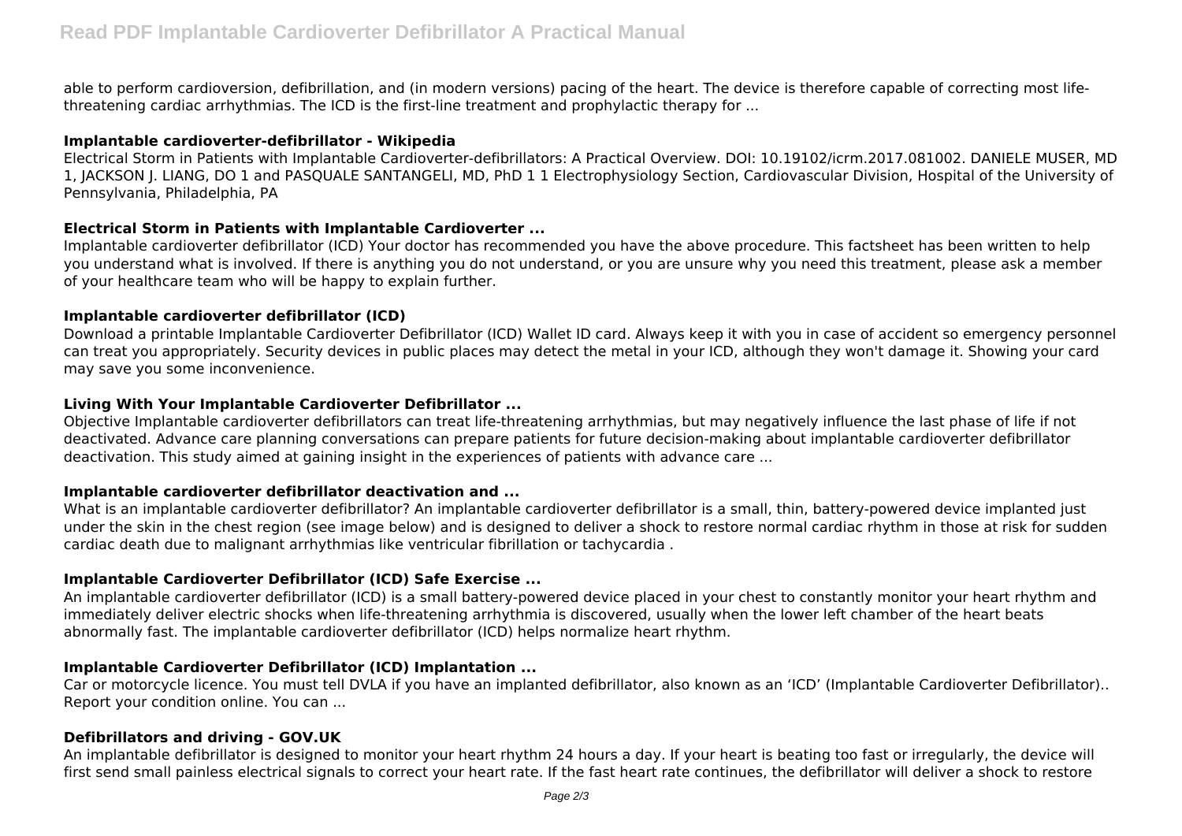able to perform cardioversion, defibrillation, and (in modern versions) pacing of the heart. The device is therefore capable of correcting most life-threatening cardiac arrhythmias. The ICD is the first-line treatment and prophylactic therapy for ...

**Implantable cardioverter-defibrillator - Wikipedia**

Electrical Storm in Patients with Implantable Cardioverter-defibrillators: A Practical Overview. DOI: 10.19102/icrm.2017.081002. DANIELE MUSER, MD 1, JACKSON J. LIANG, DO 1 and PASQUALE SANTANGELI, MD, PhD 1 1 Electrophysiology Section, Cardiovascular Division, Hospital of the University of Pennsylvania, Philadelphia, PA

**Electrical Storm in Patients with Implantable Cardioverter ...**

Implantable cardioverter defibrillator (ICD) Your doctor has recommended you have the above procedure. This factsheet has been written to help you understand what is involved. If there is anything you do not understand, or you are unsure why you need this treatment, please ask a member of your healthcare team who will be happy to explain further.

**Implantable cardioverter defibrillator (ICD)**

Download a printable Implantable Cardioverter Defibrillator (ICD) Wallet ID card. Always keep it with you in case of accident so emergency personnel can treat you appropriately. Security devices in public places may detect the metal in your ICD, although they won't damage it. Showing your card may save you some inconvenience.

**Living With Your Implantable Cardioverter Defibrillator ...**

Objective Implantable cardioverter defibrillators can treat life-threatening arrhythmias, but may negatively influence the last phase of life if not deactivated. Advance care planning conversations can prepare patients for future decision-making about implantable cardioverter defibrillator deactivation. This study aimed at gaining insight in the experiences of patients with advance care ...

**Implantable cardioverter defibrillator deactivation and ...**

What is an implantable cardioverter defibrillator? An implantable cardioverter defibrillator is a small, thin, battery-powered device implanted just under the skin in the chest region (see image below) and is designed to deliver a shock to restore normal cardiac rhythm in those at risk for sudden cardiac death due to malignant arrhythmias like ventricular fibrillation or tachycardia .

**Implantable Cardioverter Defibrillator (ICD) Safe Exercise ...**

An implantable cardioverter defibrillator (ICD) is a small battery-powered device placed in your chest to constantly monitor your heart rhythm and immediately deliver electric shocks when life-threatening arrhythmia is discovered, usually when the lower left chamber of the heart beats abnormally fast. The implantable cardioverter defibrillator (ICD) helps normalize heart rhythm.

**Implantable Cardioverter Defibrillator (ICD) Implantation ...**

Car or motorcycle licence. You must tell DVLA if you have an implanted defibrillator, also known as an 'ICD' (Implantable Cardioverter Defibrillator).. Report your condition online. You can ...

**Defibrillators and driving - GOV.UK**

An implantable defibrillator is designed to monitor your heart rhythm 24 hours a day. If your heart is beating too fast or irregularly, the device will first send small painless electrical signals to correct your heart rate. If the fast heart rate continues, the defibrillator will deliver a shock to restore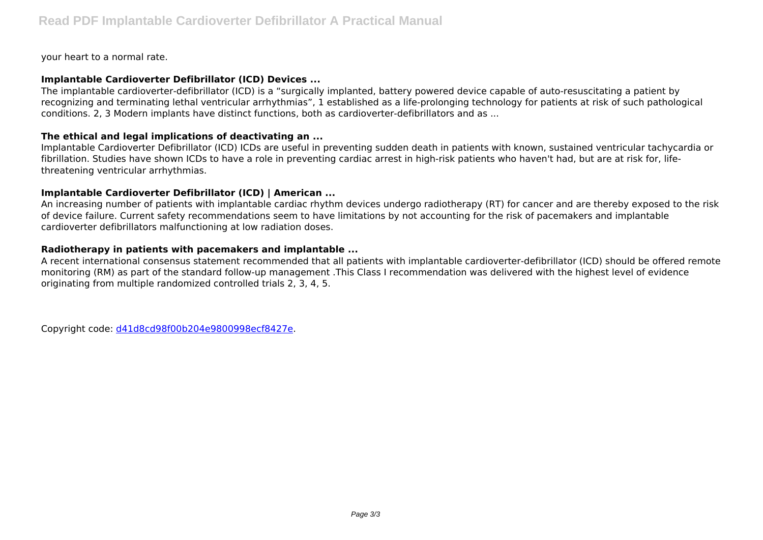your heart to a normal rate.

**Implantable Cardioverter Defibrillator (ICD) Devices ...**

The implantable cardioverter-defibrillator (ICD) is a “surgically implanted, battery powered device capable of auto-resuscitating a patient by recognizing and terminating lethal ventricular arrhythmias”, 1 established as a life-prolonging technology for patients at risk of such pathological conditions. 2, 3 Modern implants have distinct functions, both as cardioverter-defibrillators and as ...

**The ethical and legal implications of deactivating an ...**

Implantable Cardioverter Defibrillator (ICD) ICDs are useful in preventing sudden death in patients with known, sustained ventricular tachycardia or fibrillation. Studies have shown ICDs to have a role in preventing cardiac arrest in high-risk patients who haven't had, but are at risk for, life-threatening ventricular arrhythmias.

**Implantable Cardioverter Defibrillator (ICD) | American ...**

An increasing number of patients with implantable cardiac rhythm devices undergo radiotherapy (RT) for cancer and are thereby exposed to the risk of device failure. Current safety recommendations seem to have limitations by not accounting for the risk of pacemakers and implantable cardioverter defibrillators malfunctioning at low radiation doses.

**Radiotherapy in patients with pacemakers and implantable ...**

A recent international consensus statement recommended that all patients with implantable cardioverter-defibrillator (ICD) should be offered remote monitoring (RM) as part of the standard follow-up management .This Class I recommendation was delivered with the highest level of evidence originating from multiple randomized controlled trials 2, 3, 4, 5.

Copyright code: d41d8cd98f00b204e9800998ecf8427e.